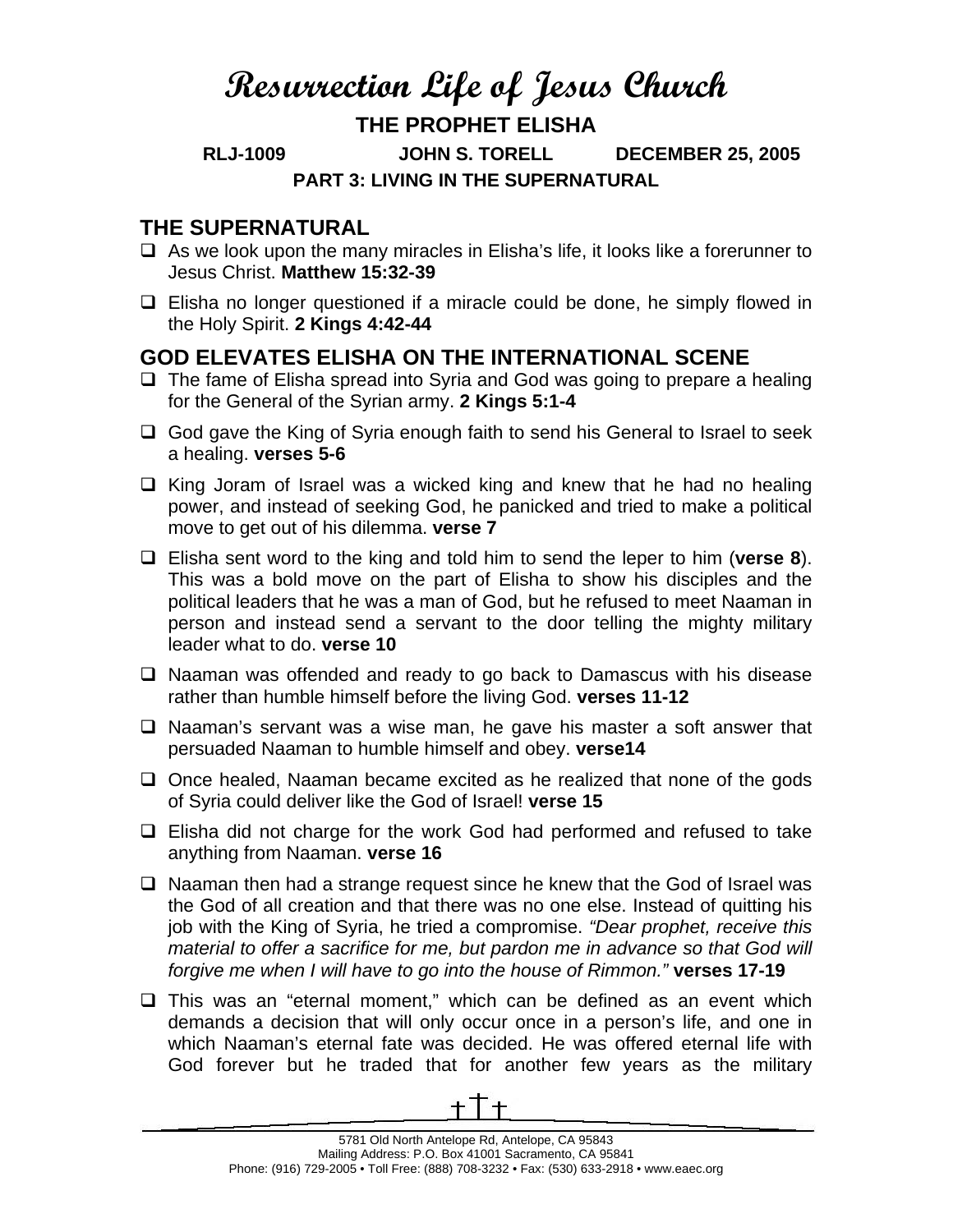# Resurrection Life of Jesus Church

## THE PROPHET ELISHA

**RLJ-1009 JOHN S. TORELL DECEMBER 25, 2005**

**PART 3: LIVING IN THE SUPERNATURAL**

## THE SUPERNATURAL

- As we look upon the many miracles in Elisha's life, it looks like a forerunner to Jesus Christ. **Matthew 15:32-39**
- Elisha no longer questioned if a miracle could be done, he simply flowed in the Holy Spirit. **2 Kings 4:42-44**

## GOD ELEVATES ELISHA ON THE INTERNATIONAL SCENE

- The fame of Elisha spread into Syria and God was going to prepare a healing for the General of the Syrian army. **2 Kings 5:1-4**
- God gave the King of Syria enough faith to send his General to Israel to seek a healing. **verses 5-6**
- King Joram of Israel was a wicked king and knew that he had no healing power, and instead of seeking God, he panicked and tried to make a political move to get out of his dilemma. **verse 7**
- Elisha sent word to the king and told him to send the leper to him (**verse 8**). This was a bold move on the part of Elisha to show his disciples and the political leaders that he was a man of God, but he refused to meet Naaman in person and instead send a servant to the door telling the mighty military leader what to do. **verse 10**
- Naaman was offended and ready to go back to Damascus with his disease rather than humble himself before the living God. **verses 11-12**
- Naaman's servant was a wise man, he gave his master a soft answer that persuaded Naaman to humble himself and obey. **verse14**
- Once healed, Naaman became excited as he realized that none of the gods of Syria could deliver like the God of Israel! **verse 15**
- Elisha did not charge for the work God had performed and refused to take anything from Naaman. **verse 16**
- Naaman then had a strange request since he knew that the God of Israel was the God of all creation and that there was no one else. Instead of quitting his job with the King of Syria, he tried a compromise. *"Dear prophet, receive this material to offer a sacrifice for me, but pardon me in advance so that God will forgive me when I will have to go into the house of Rimmon."* **verses 17-19**
- This was an "eternal moment," which can be defined as an event which demands a decision that will only occur once in a person's life, and one in which Naaman's eternal fate was decided. He was offered eternal life with God forever but he traded that for another few years as the military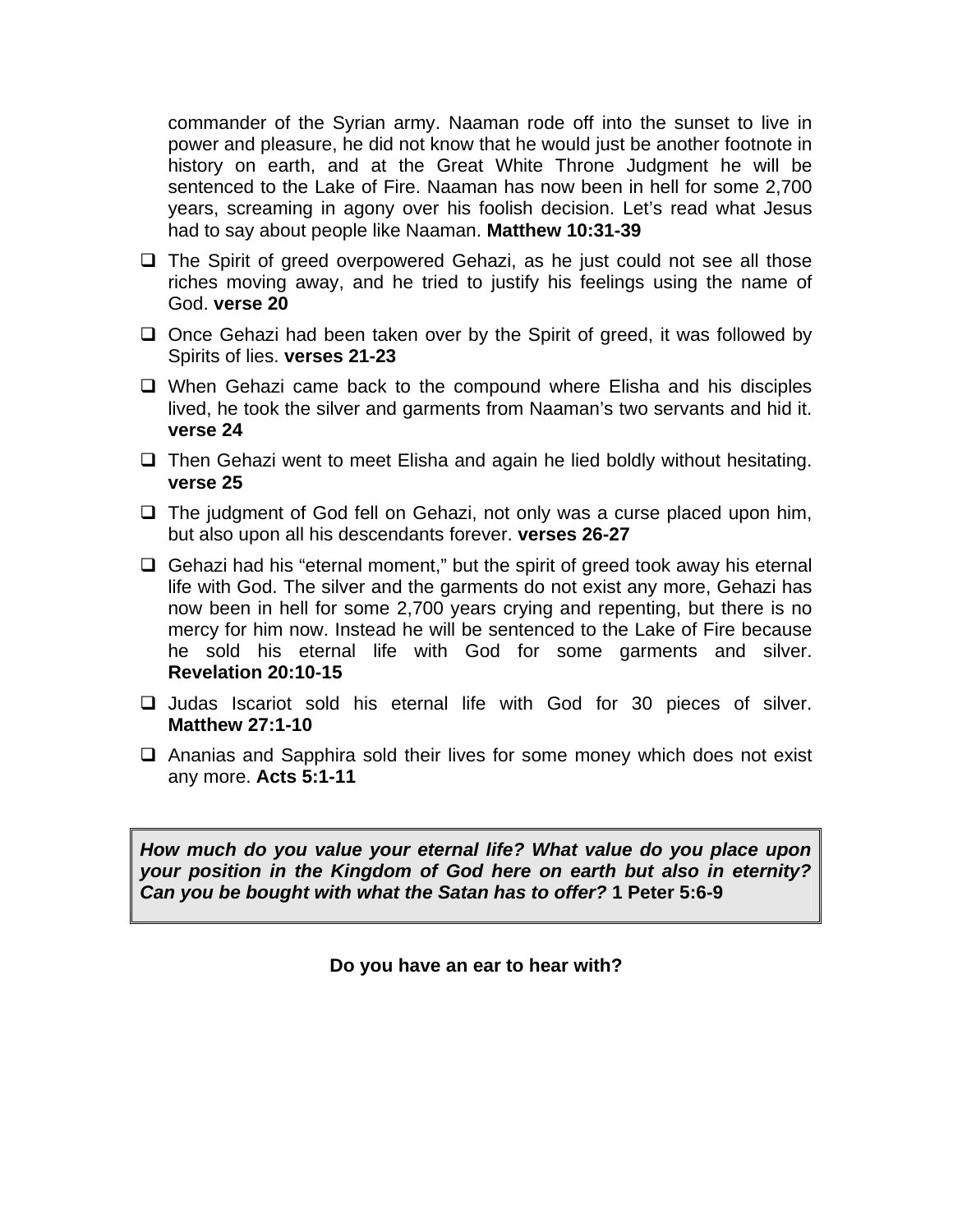commander of the Syrian army. Naaman rode off into the sunset to live in power and pleasure, he did not know that he would just be another footnote in history on earth, and at the Great White Throne Judgment he will be sentenced to the Lake of Fire. Naaman has now been in hell for some 2,700 years, screaming in agony over his foolish decision. Let's read what Jesus had to say about people like Naaman. **Matthew 10:31-39**

- The Spirit of greed overpowered Gehazi, as he just could not see all those riches moving away, and he tried to justify his feelings using the name of God. **verse 20**
- Once Gehazi had been taken over by the Spirit of greed, it was followed by Spirits of lies. **verses 21-23**
- When Gehazi came back to the compound where Elisha and his disciples lived, he took the silver and garments from Naaman's two servants and hid it. **verse 24**
- Then Gehazi went to meet Elisha and again he lied boldly without hesitating. **verse 25**
- The judgment of God fell on Gehazi, not only was a curse placed upon him, but also upon all his descendants forever. **verses 26-27**
- Gehazi had his "eternal moment," but the spirit of greed took away his eternal life with God. The silver and the garments do not exist any more, Gehazi has now been in hell for some 2,700 years crying and repenting, but there is no mercy for him now. Instead he will be sentenced to the Lake of Fire because he sold his eternal life with God for some garments and silver. **Revelation 20:10-15**
- Judas Iscariot sold his eternal life with God for 30 pieces of silver. **Matthew 27:1-10**
- Ananias and Sapphira sold their lives for some money which does not exist any more. **Acts 5:1-11**

***How much do you value your eternal life? What value do you place upon your position in the Kingdom of God here on earth but also in eternity? Can you be bought with what the Satan has to offer?*** **1 Peter 5:6-9**

**Do you have an ear to hear with?**